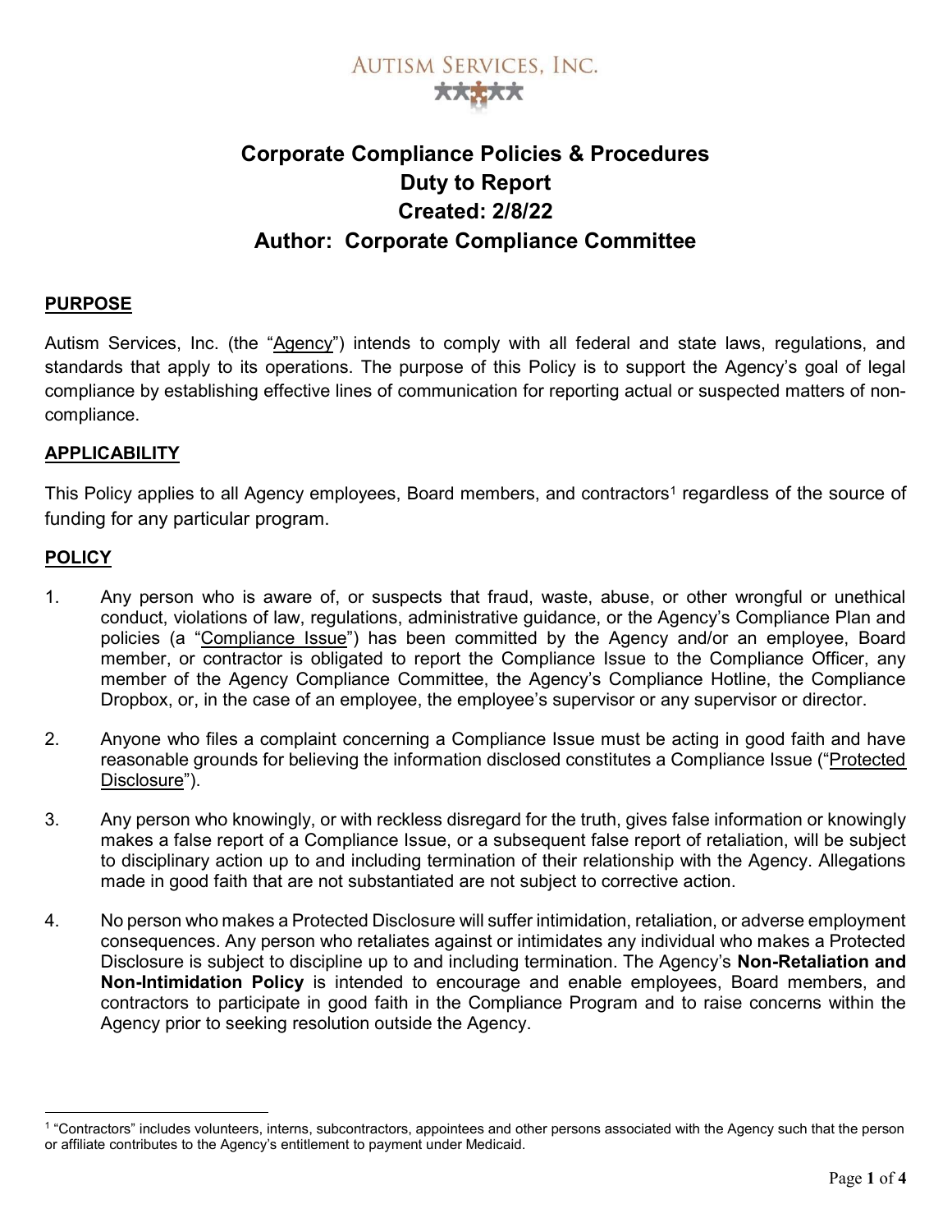AUTISM SERVICES, INC.

# Corporate Compliance Policies & Procedures
# Duty to Report
# Created: 2/8/22
# Author: Corporate Compliance Committee

## PURPOSE

Autism Services, Inc. (the "Agency") intends to comply with all federal and state laws, regulations, and standards that apply to its operations. The purpose of this Policy is to support the Agency's goal of legal compliance by establishing effective lines of communication for reporting actual or suspected matters of non-compliance.

## APPLICABILITY

This Policy applies to all Agency employees, Board members, and contractors[1] regardless of the source of funding for any particular program.

## POLICY

1. Any person who is aware of, or suspects that fraud, waste, abuse, or other wrongful or unethical conduct, violations of law, regulations, administrative guidance, or the Agency's Compliance Plan and policies (a "Compliance Issue") has been committed by the Agency and/or an employee, Board member, or contractor is obligated to report the Compliance Issue to the Compliance Officer, any member of the Agency Compliance Committee, the Agency's Compliance Hotline, the Compliance Dropbox, or, in the case of an employee, the employee's supervisor or any supervisor or director.

2. Anyone who files a complaint concerning a Compliance Issue must be acting in good faith and have reasonable grounds for believing the information disclosed constitutes a Compliance Issue ("Protected Disclosure").

3. Any person who knowingly, or with reckless disregard for the truth, gives false information or knowingly makes a false report of a Compliance Issue, or a subsequent false report of retaliation, will be subject to disciplinary action up to and including termination of their relationship with the Agency. Allegations made in good faith that are not substantiated are not subject to corrective action.

4. No person who makes a Protected Disclosure will suffer intimidation, retaliation, or adverse employment consequences. Any person who retaliates against or intimidates any individual who makes a Protected Disclosure is subject to discipline up to and including termination. The Agency's **Non-Retaliation and Non-Intimidation Policy** is intended to encourage and enable employees, Board members, and contractors to participate in good faith in the Compliance Program and to raise concerns within the Agency prior to seeking resolution outside the Agency.

[1] "Contractors" includes volunteers, interns, subcontractors, appointees and other persons associated with the Agency such that the person or affiliate contributes to the Agency's entitlement to payment under Medicaid.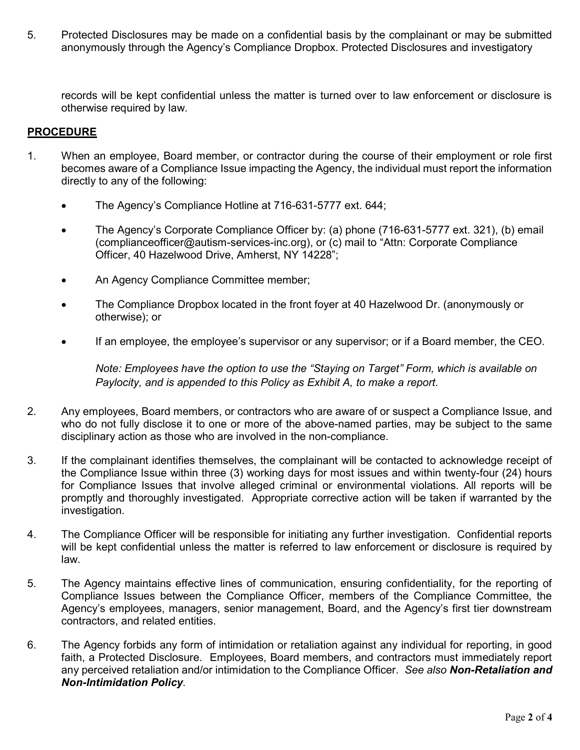5. Protected Disclosures may be made on a confidential basis by the complainant or may be submitted anonymously through the Agency's Compliance Dropbox. Protected Disclosures and investigatory records will be kept confidential unless the matter is turned over to law enforcement or disclosure is otherwise required by law.

## PROCEDURE

1. When an employee, Board member, or contractor during the course of their employment or role first becomes aware of a Compliance Issue impacting the Agency, the individual must report the information directly to any of the following:

   - The Agency's Compliance Hotline at 716-631-5777 ext. 644;
   - The Agency's Corporate Compliance Officer by: (a) phone (716-631-5777 ext. 321), (b) email (complianceofficer@autism-services-inc.org), or (c) mail to "Attn: Corporate Compliance Officer, 40 Hazelwood Drive, Amherst, NY 14228";
   - An Agency Compliance Committee member;
   - The Compliance Dropbox located in the front foyer at 40 Hazelwood Dr. (anonymously or otherwise); or
   - If an employee, the employee's supervisor or any supervisor; or if a Board member, the CEO.

   *Note: Employees have the option to use the "Staying on Target" Form, which is available on Paylocity, and is appended to this Policy as Exhibit A, to make a report.*

2. Any employees, Board members, or contractors who are aware of or suspect a Compliance Issue, and who do not fully disclose it to one or more of the above-named parties, may be subject to the same disciplinary action as those who are involved in the non-compliance.

3. If the complainant identifies themselves, the complainant will be contacted to acknowledge receipt of the Compliance Issue within three (3) working days for most issues and within twenty-four (24) hours for Compliance Issues that involve alleged criminal or environmental violations. All reports will be promptly and thoroughly investigated. Appropriate corrective action will be taken if warranted by the investigation.

4. The Compliance Officer will be responsible for initiating any further investigation. Confidential reports will be kept confidential unless the matter is referred to law enforcement or disclosure is required by law.

5. The Agency maintains effective lines of communication, ensuring confidentiality, for the reporting of Compliance Issues between the Compliance Officer, members of the Compliance Committee, the Agency's employees, managers, senior management, Board, and the Agency's first tier downstream contractors, and related entities.

6. The Agency forbids any form of intimidation or retaliation against any individual for reporting, in good faith, a Protected Disclosure. Employees, Board members, and contractors must immediately report any perceived retaliation and/or intimidation to the Compliance Officer. *See also* ***Non-Retaliation and Non-Intimidation Policy****.*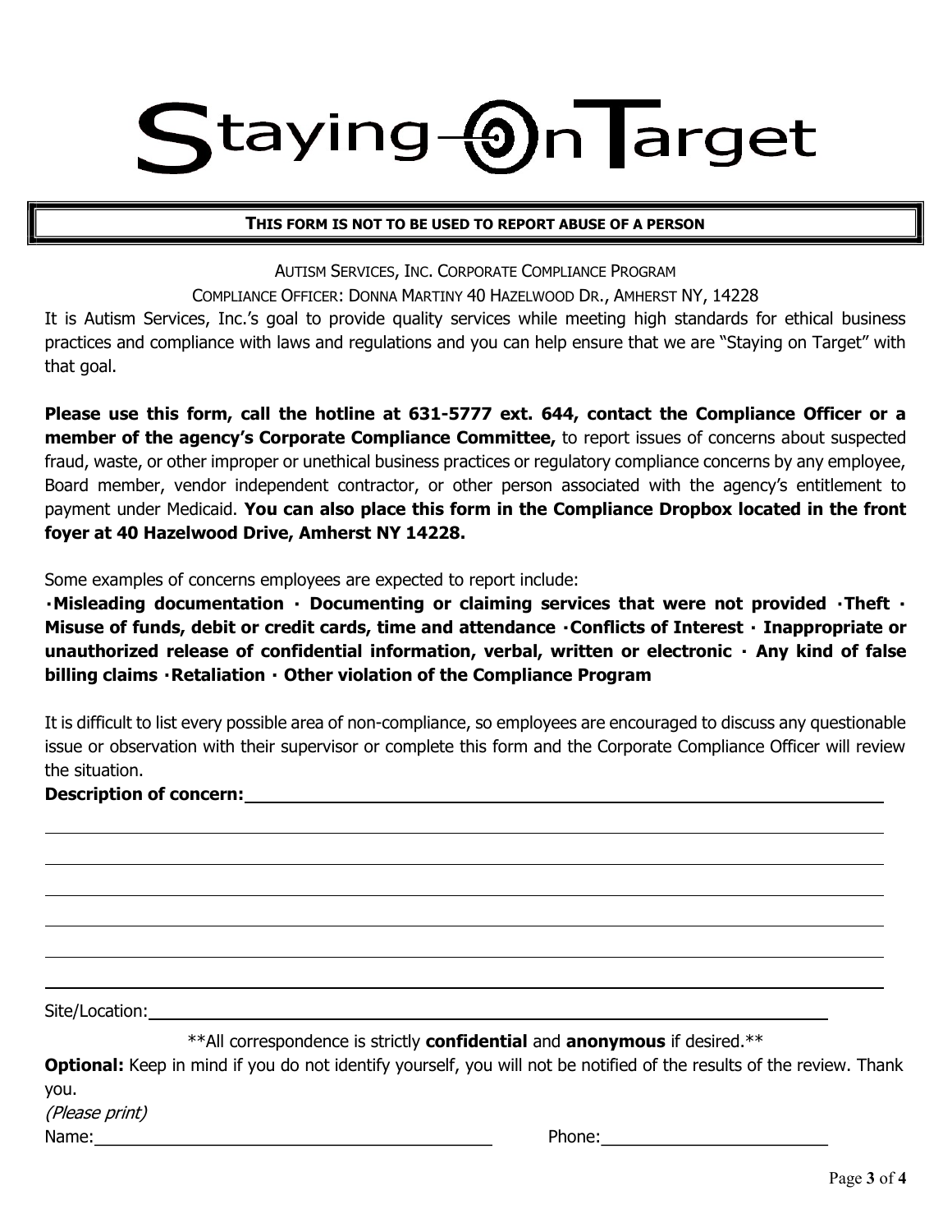# Staying On Target

**THIS FORM IS NOT TO BE USED TO REPORT ABUSE OF A PERSON**

AUTISM SERVICES, INC. CORPORATE COMPLIANCE PROGRAM

COMPLIANCE OFFICER: DONNA MARTINY 40 HAZELWOOD DR., AMHERST NY, 14228

It is Autism Services, Inc.'s goal to provide quality services while meeting high standards for ethical business practices and compliance with laws and regulations and you can help ensure that we are "Staying on Target" with that goal.

**Please use this form, call the hotline at 631-5777 ext. 644, contact the Compliance Officer or a member of the agency's Corporate Compliance Committee,** to report issues of concerns about suspected fraud, waste, or other improper or unethical business practices or regulatory compliance concerns by any employee, Board member, vendor independent contractor, or other person associated with the agency's entitlement to payment under Medicaid. **You can also place this form in the Compliance Dropbox located in the front foyer at 40 Hazelwood Drive, Amherst NY 14228.**

Some examples of concerns employees are expected to report include:

**·Misleading documentation · Documenting or claiming services that were not provided ·Theft · Misuse of funds, debit or credit cards, time and attendance ·Conflicts of Interest · Inappropriate or unauthorized release of confidential information, verbal, written or electronic · Any kind of false billing claims ·Retaliation · Other violation of the Compliance Program**

It is difficult to list every possible area of non-compliance, so employees are encouraged to discuss any questionable issue or observation with their supervisor or complete this form and the Corporate Compliance Officer will review the situation.

**Description of concern:** ______________________________________________

______________________________________________

______________________________________________

______________________________________________

______________________________________________

______________________________________________

______________________________________________

Site/Location: ______________________________________________

\*\*All correspondence is strictly **confidential** and **anonymous** if desired.\*\*

**Optional:** Keep in mind if you do not identify yourself, you will not be notified of the results of the review. Thank you.

*(Please print)*

Name: ______________________________ Phone: ____________________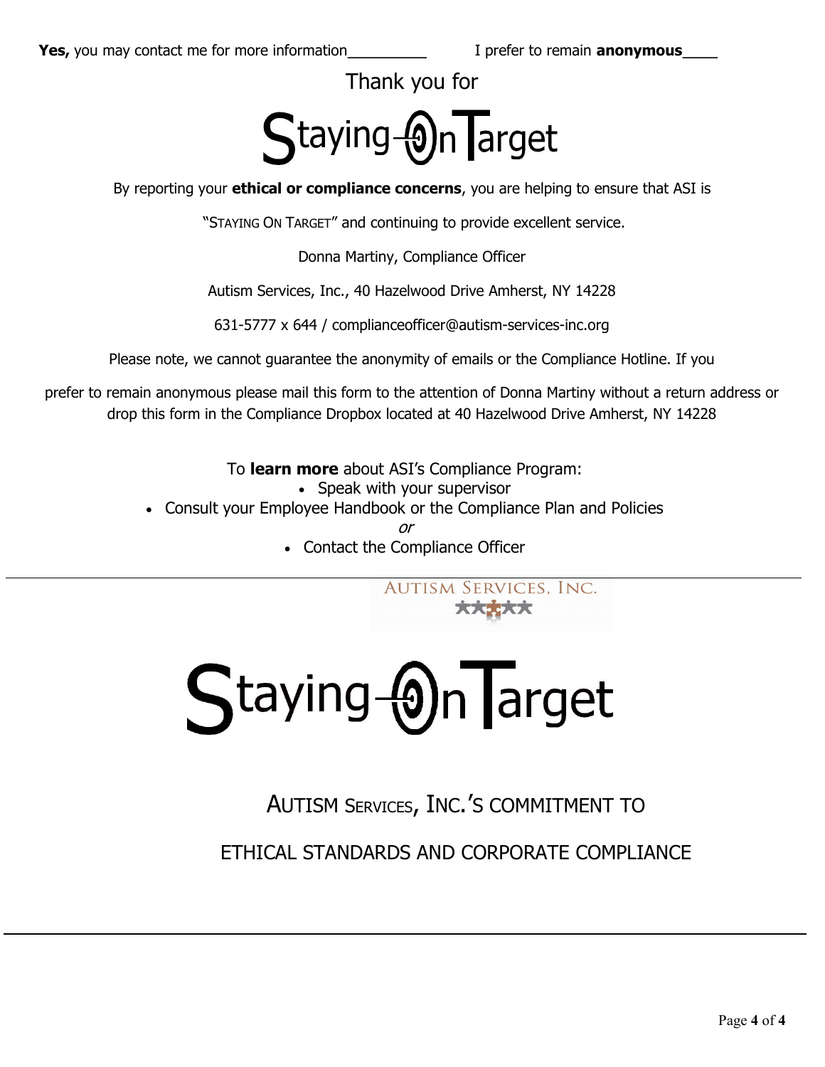**Yes,** you may contact me for more information__________ I prefer to remain **anonymous**____

Thank you for

# Staying On Target

By reporting your **ethical or compliance concerns**, you are helping to ensure that ASI is

"STAYING ON TARGET" and continuing to provide excellent service.

Donna Martiny, Compliance Officer

Autism Services, Inc., 40 Hazelwood Drive Amherst, NY 14228

631-5777 x 644 / complianceofficer@autism-services-inc.org

Please note, we cannot guarantee the anonymity of emails or the Compliance Hotline. If you prefer to remain anonymous please mail this form to the attention of Donna Martiny without a return address or drop this form in the Compliance Dropbox located at 40 Hazelwood Drive Amherst, NY 14228

To **learn more** about ASI's Compliance Program:

- Speak with your supervisor
- Consult your Employee Handbook or the Compliance Plan and Policies

*or*

- Contact the Compliance Officer

---

AUTISM SERVICES, INC.

# Staying On Target

AUTISM SERVICES, INC.'S COMMITMENT TO

ETHICAL STANDARDS AND CORPORATE COMPLIANCE

---